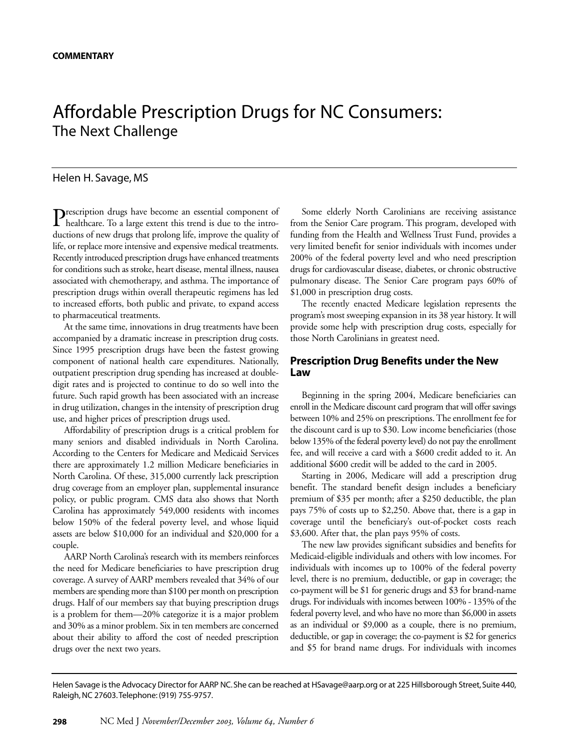**COMMENTARY**

# Affordable Prescription Drugs for NC Consumers: The Next Challenge

Helen H. Savage, MS

Prescription drugs have become an essential component of healthcare. To a large extent this trend is due to the introductions of new drugs that prolong life, improve the quality of life, or replace more intensive and expensive medical treatments. Recently introduced prescription drugs have enhanced treatments for conditions such as stroke, heart disease, mental illness, nausea associated with chemotherapy, and asthma. The importance of prescription drugs within overall therapeutic regimens has led to increased efforts, both public and private, to expand access to pharmaceutical treatments.

At the same time, innovations in drug treatments have been accompanied by a dramatic increase in prescription drug costs. Since 1995 prescription drugs have been the fastest growing component of national health care expenditures. Nationally, outpatient prescription drug spending has increased at double-digit rates and is projected to continue to do so well into the future. Such rapid growth has been associated with an increase in drug utilization, changes in the intensity of prescription drug use, and higher prices of prescription drugs used.

Affordability of prescription drugs is a critical problem for many seniors and disabled individuals in North Carolina. According to the Centers for Medicare and Medicaid Services there are approximately 1.2 million Medicare beneficiaries in North Carolina. Of these, 315,000 currently lack prescription drug coverage from an employer plan, supplemental insurance policy, or public program. CMS data also shows that North Carolina has approximately 549,000 residents with incomes below 150% of the federal poverty level, and whose liquid assets are below $10,000 for an individual and $20,000 for a couple.

AARP North Carolina's research with its members reinforces the need for Medicare beneficiaries to have prescription drug coverage. A survey of AARP members revealed that 34% of our members are spending more than $100 per month on prescription drugs. Half of our members say that buying prescription drugs is a problem for them—20% categorize it is a major problem and 30% as a minor problem. Six in ten members are concerned about their ability to afford the cost of needed prescription drugs over the next two years.

Some elderly North Carolinians are receiving assistance from the Senior Care program. This program, developed with funding from the Health and Wellness Trust Fund, provides a very limited benefit for senior individuals with incomes under 200% of the federal poverty level and who need prescription drugs for cardiovascular disease, diabetes, or chronic obstructive pulmonary disease. The Senior Care program pays 60% of $1,000 in prescription drug costs.

The recently enacted Medicare legislation represents the program's most sweeping expansion in its 38 year history. It will provide some help with prescription drug costs, especially for those North Carolinians in greatest need.

## Prescription Drug Benefits under the New Law

Beginning in the spring 2004, Medicare beneficiaries can enroll in the Medicare discount card program that will offer savings between 10% and 25% on prescriptions. The enrollment fee for the discount card is up to $30. Low income beneficiaries (those below 135% of the federal poverty level) do not pay the enrollment fee, and will receive a card with a $600 credit added to it. An additional $600 credit will be added to the card in 2005.

Starting in 2006, Medicare will add a prescription drug benefit. The standard benefit design includes a beneficiary premium of $35 per month; after a $250 deductible, the plan pays 75% of costs up to $2,250. Above that, there is a gap in coverage until the beneficiary's out-of-pocket costs reach $3,600. After that, the plan pays 95% of costs.

The new law provides significant subsidies and benefits for Medicaid-eligible individuals and others with low incomes. For individuals with incomes up to 100% of the federal poverty level, there is no premium, deductible, or gap in coverage; the co-payment will be $1 for generic drugs and $3 for brand-name drugs. For individuals with incomes between 100% - 135% of the federal poverty level, and who have no more than $6,000 in assets as an individual or $9,000 as a couple, there is no premium, deductible, or gap in coverage; the co-payment is $2 for generics and $5 for brand name drugs. For individuals with incomes

Helen Savage is the Advocacy Director for AARP NC. She can be reached at HSavage@aarp.org or at 225 Hillsborough Street, Suite 440, Raleigh, NC 27603. Telephone: (919) 755-9757.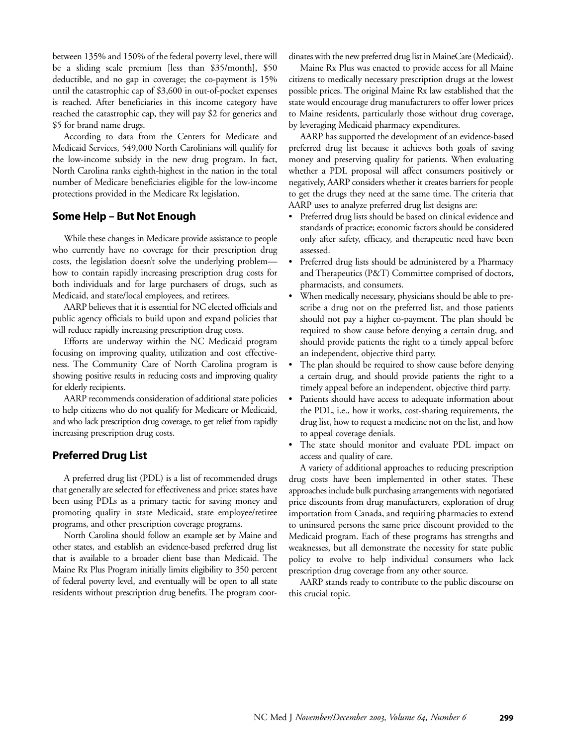between 135% and 150% of the federal poverty level, there will be a sliding scale premium [less than $35/month], $50 deductible, and no gap in coverage; the co-payment is 15% until the catastrophic cap of $3,600 in out-of-pocket expenses is reached. After beneficiaries in this income category have reached the catastrophic cap, they will pay $2 for generics and $5 for brand name drugs.

According to data from the Centers for Medicare and Medicaid Services, 549,000 North Carolinians will qualify for the low-income subsidy in the new drug program. In fact, North Carolina ranks eighth-highest in the nation in the total number of Medicare beneficiaries eligible for the low-income protections provided in the Medicare Rx legislation.

## Some Help – But Not Enough

While these changes in Medicare provide assistance to people who currently have no coverage for their prescription drug costs, the legislation doesn't solve the underlying problem—how to contain rapidly increasing prescription drug costs for both individuals and for large purchasers of drugs, such as Medicaid, and state/local employees, and retirees.

AARP believes that it is essential for NC elected officials and public agency officials to build upon and expand policies that will reduce rapidly increasing prescription drug costs.

Efforts are underway within the NC Medicaid program focusing on improving quality, utilization and cost effectiveness. The Community Care of North Carolina program is showing positive results in reducing costs and improving quality for elderly recipients.

AARP recommends consideration of additional state policies to help citizens who do not qualify for Medicare or Medicaid, and who lack prescription drug coverage, to get relief from rapidly increasing prescription drug costs.

## Preferred Drug List

A preferred drug list (PDL) is a list of recommended drugs that generally are selected for effectiveness and price; states have been using PDLs as a primary tactic for saving money and promoting quality in state Medicaid, state employee/retiree programs, and other prescription coverage programs.

North Carolina should follow an example set by Maine and other states, and establish an evidence-based preferred drug list that is available to a broader client base than Medicaid. The Maine Rx Plus Program initially limits eligibility to 350 percent of federal poverty level, and eventually will be open to all state residents without prescription drug benefits. The program coordinates with the new preferred drug list in MaineCare (Medicaid).

Maine Rx Plus was enacted to provide access for all Maine citizens to medically necessary prescription drugs at the lowest possible prices. The original Maine Rx law established that the state would encourage drug manufacturers to offer lower prices to Maine residents, particularly those without drug coverage, by leveraging Medicaid pharmacy expenditures.

AARP has supported the development of an evidence-based preferred drug list because it achieves both goals of saving money and preserving quality for patients. When evaluating whether a PDL proposal will affect consumers positively or negatively, AARP considers whether it creates barriers for people to get the drugs they need at the same time. The criteria that AARP uses to analyze preferred drug list designs are:

- Preferred drug lists should be based on clinical evidence and standards of practice; economic factors should be considered only after safety, efficacy, and therapeutic need have been assessed.
- Preferred drug lists should be administered by a Pharmacy and Therapeutics (P&T) Committee comprised of doctors, pharmacists, and consumers.
- When medically necessary, physicians should be able to prescribe a drug not on the preferred list, and those patients should not pay a higher co-payment. The plan should be required to show cause before denying a certain drug, and should provide patients the right to a timely appeal before an independent, objective third party.
- The plan should be required to show cause before denying a certain drug, and should provide patients the right to a timely appeal before an independent, objective third party.
- Patients should have access to adequate information about the PDL, i.e., how it works, cost-sharing requirements, the drug list, how to request a medicine not on the list, and how to appeal coverage denials.
- The state should monitor and evaluate PDL impact on access and quality of care.

A variety of additional approaches to reducing prescription drug costs have been implemented in other states. These approaches include bulk purchasing arrangements with negotiated price discounts from drug manufacturers, exploration of drug importation from Canada, and requiring pharmacies to extend to uninsured persons the same price discount provided to the Medicaid program. Each of these programs has strengths and weaknesses, but all demonstrate the necessity for state public policy to evolve to help individual consumers who lack prescription drug coverage from any other source.

AARP stands ready to contribute to the public discourse on this crucial topic.